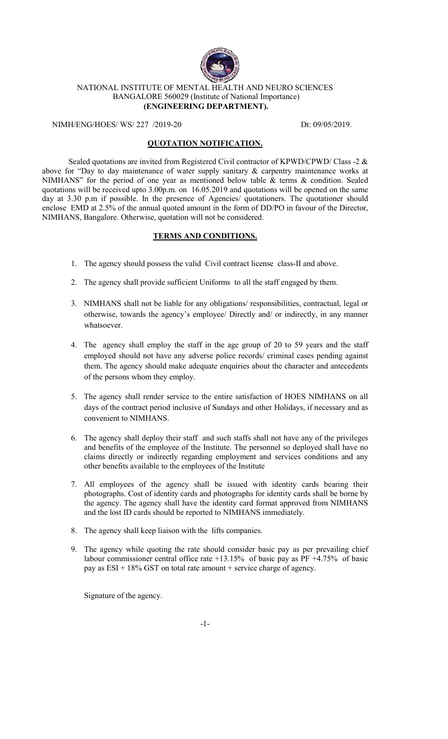NATIONAL INSTITUTE OF MENTAL HEALTH AND NEURO SCIENCES
BANGALORE 560029 (Institute of National Importance)
**(ENGINEERING DEPARTMENT).**

NIMH/ENG/HOES/ WS/ 227 /2019-20 Dt: 09/05/2019.

## QUOTATION NOTIFICATION.

Sealed quotations are invited from Registered Civil contractor of KPWD/CPWD/ Class -2 & above for "Day to day maintenance of water supply sanitary & carpentry maintenance works at NIMHANS" for the period of one year as mentioned below table & terms & condition. Sealed quotations will be received upto 3.00p.m. on 16.05.2019 and quotations will be opened on the same day at 3.30 p.m if possible. In the presence of Agencies/ quotationers. The quotationer should enclose EMD at 2.5% of the annual quoted amount in the form of DD/PO in favour of the Director, NIMHANS, Bangalore. Otherwise, quotation will not be considered.

## TERMS AND CONDITIONS.

1. The agency should possess the valid Civil contract license class-II and above.
2. The agency shall provide sufficient Uniforms to all the staff engaged by them.
3. NIMHANS shall not be liable for any obligations/ responsibilities, contractual, legal or otherwise, towards the agency's employee/ Directly and/ or indirectly, in any manner whatsoever.
4. The agency shall employ the staff in the age group of 20 to 59 years and the staff employed should not have any adverse police records/ criminal cases pending against them. The agency should make adequate enquiries about the character and antecedents of the persons whom they employ.
5. The agency shall render service to the entire satisfaction of HOES NIMHANS on all days of the contract period inclusive of Sundays and other Holidays, if necessary and as convenient to NIMHANS.
6. The agency shall deploy their staff and such staffs shall not have any of the privileges and benefits of the employee of the Institute. The personnel so deployed shall have no claims directly or indirectly regarding employment and services conditions and any other benefits available to the employees of the Institute
7. All employees of the agency shall be issued with identity cards bearing their photographs. Cost of identity cards and photographs for identity cards shall be borne by the agency. The agency shall have the identity card format approved from NIMHANS and the lost ID cards should be reported to NIMHANS immediately.
8. The agency shall keep liaison with the lifts companies.
9. The agency while quoting the rate should consider basic pay as per prevailing chief labour commissioner central office rate +13.15% of basic pay as PF +4.75% of basic pay as ESI + 18% GST on total rate amount + service charge of agency.

Signature of the agency.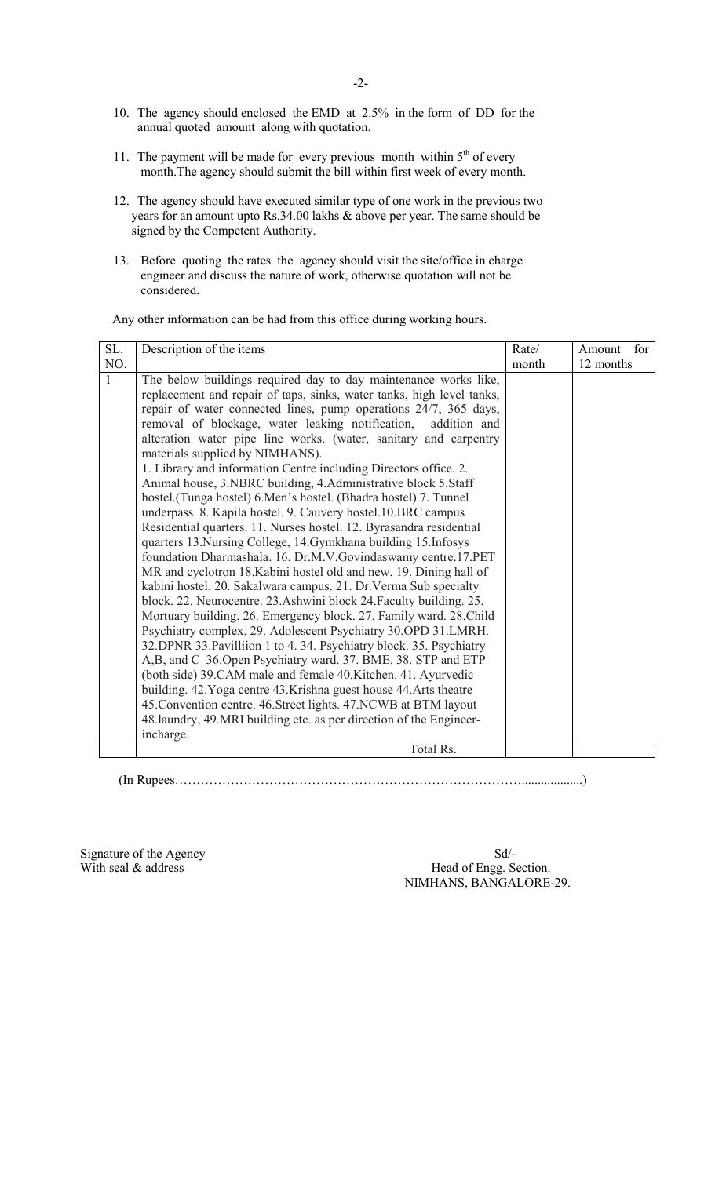10. The agency should enclosed the EMD at 2.5% in the form of DD for the annual quoted amount along with quotation.

11. The payment will be made for every previous month within 5th of every month.The agency should submit the bill within first week of every month.

12. The agency should have executed similar type of one work in the previous two years for an amount upto Rs.34.00 lakhs & above per year. The same should be signed by the Competent Authority.

13. Before quoting the rates the agency should visit the site/office in charge engineer and discuss the nature of work, otherwise quotation will not be considered.

Any other information can be had from this office during working hours.

| SL. NO. | Description of the items | Rate/ month | Amount for 12 months |
|---|---|---|---|
| 1 | The below buildings required day to day maintenance works like, replacement and repair of taps, sinks, water tanks, high level tanks, repair of water connected lines, pump operations 24/7, 365 days, removal of blockage, water leaking notification, addition and alteration water pipe line works. (water, sanitary and carpentry materials supplied by NIMHANS). 1. Library and information Centre including Directors office. 2. Animal house, 3.NBRC building, 4.Administrative block 5.Staff hostel.(Tunga hostel) 6.Men's hostel. (Bhadra hostel) 7. Tunnel underpass. 8. Kapila hostel. 9. Cauvery hostel.10.BRC campus Residential quarters. 11. Nurses hostel. 12. Byrasandra residential quarters 13.Nursing College, 14.Gymkhana building 15.Infosys foundation Dharmashala. 16. Dr.M.V.Govindaswamy centre.17.PET MR and cyclotron 18.Kabini hostel old and new. 19. Dining hall of kabini hostel. 20. Sakalwara campus. 21. Dr.Verma Sub specialty block. 22. Neurocentre. 23.Ashwini block 24.Faculty building. 25. Mortuary building. 26. Emergency block. 27. Family ward. 28.Child Psychiatry complex. 29. Adolescent Psychiatry 30.OPD 31.LMRH. 32.DPNR 33.Pavilliion 1 to 4. 34. Psychiatry block. 35. Psychiatry A,B, and C 36.Open Psychiatry ward. 37. BME. 38. STP and ETP (both side) 39.CAM male and female 40.Kitchen. 41. Ayurvedic building. 42.Yoga centre 43.Krishna guest house 44.Arts theatre 45.Convention centre. 46.Street lights. 47.NCWB at BTM layout 48.laundry, 49.MRI building etc. as per direction of the Engineer-incharge. | | |
| | Total Rs. | | |

(In Rupees…………………………………………………………………………...................)

Signature of the Agency
With seal & address

Sd/-
Head of Engg. Section.
NIMHANS, BANGALORE-29.